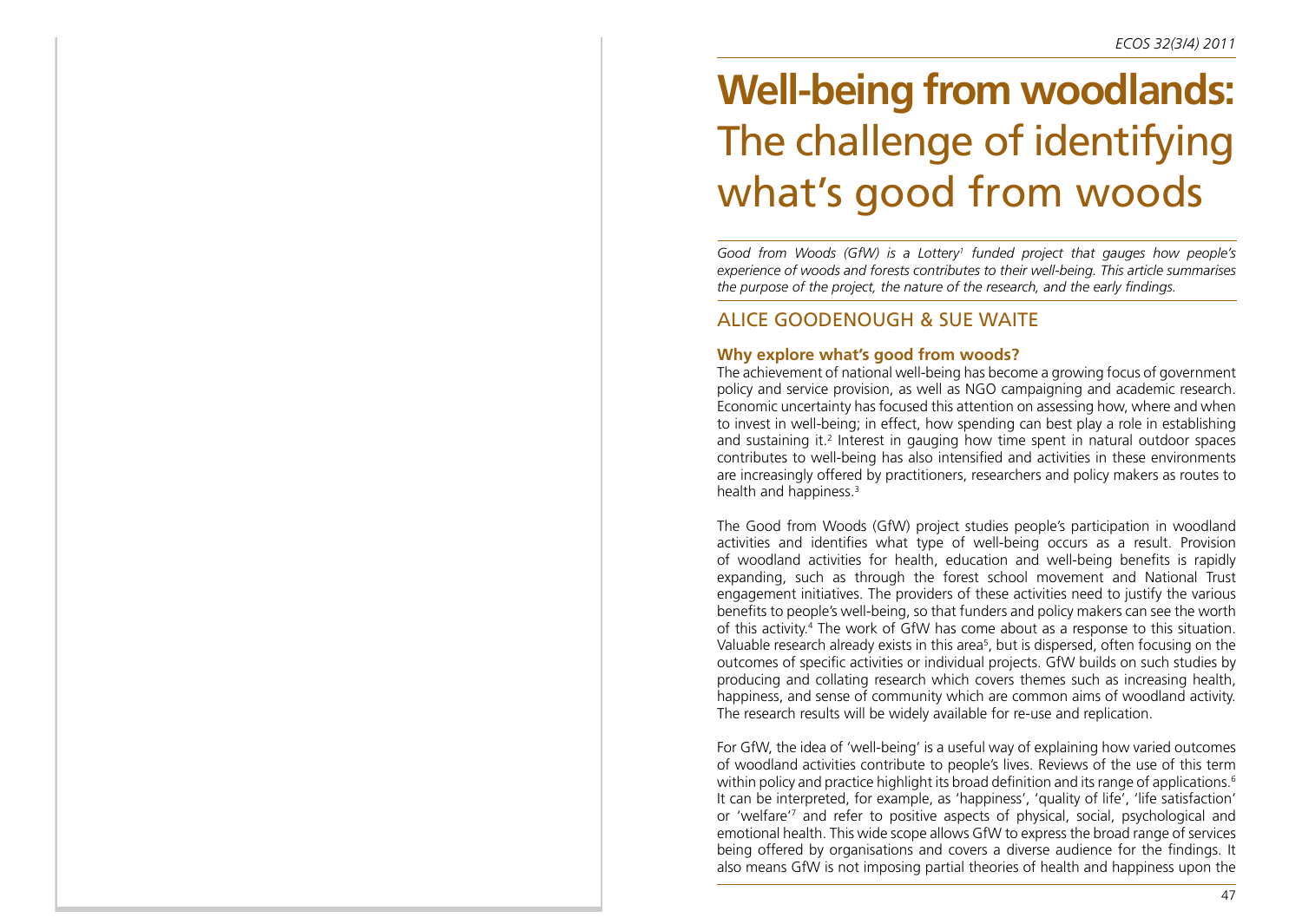# Well-being from woodlands: The challenge of identifying what's good from woods

*Good from Woods (GfW) is a Lottery[1] funded project that gauges how people's experience of woods and forests contributes to their well-being. This article summarises the purpose of the project, the nature of the research, and the early findings.*

## ALICE GOODENOUGH & SUE WAITE

### Why explore what's good from woods?

The achievement of national well-being has become a growing focus of government policy and service provision, as well as NGO campaigning and academic research. Economic uncertainty has focused this attention on assessing how, where and when to invest in well-being; in effect, how spending can best play a role in establishing and sustaining it.[2] Interest in gauging how time spent in natural outdoor spaces contributes to well-being has also intensified and activities in these environments are increasingly offered by practitioners, researchers and policy makers as routes to health and happiness.[3]

The Good from Woods (GfW) project studies people's participation in woodland activities and identifies what type of well-being occurs as a result. Provision of woodland activities for health, education and well-being benefits is rapidly expanding, such as through the forest school movement and National Trust engagement initiatives. The providers of these activities need to justify the various benefits to people's well-being, so that funders and policy makers can see the worth of this activity.[4] The work of GfW has come about as a response to this situation. Valuable research already exists in this area[5], but is dispersed, often focusing on the outcomes of specific activities or individual projects. GfW builds on such studies by producing and collating research which covers themes such as increasing health, happiness, and sense of community which are common aims of woodland activity. The research results will be widely available for re-use and replication.

For GfW, the idea of 'well-being' is a useful way of explaining how varied outcomes of woodland activities contribute to people's lives. Reviews of the use of this term within policy and practice highlight its broad definition and its range of applications.[6] It can be interpreted, for example, as 'happiness', 'quality of life', 'life satisfaction' or 'welfare'[7] and refer to positive aspects of physical, social, psychological and emotional health. This wide scope allows GfW to express the broad range of services being offered by organisations and covers a diverse audience for the findings. It also means GfW is not imposing partial theories of health and happiness upon the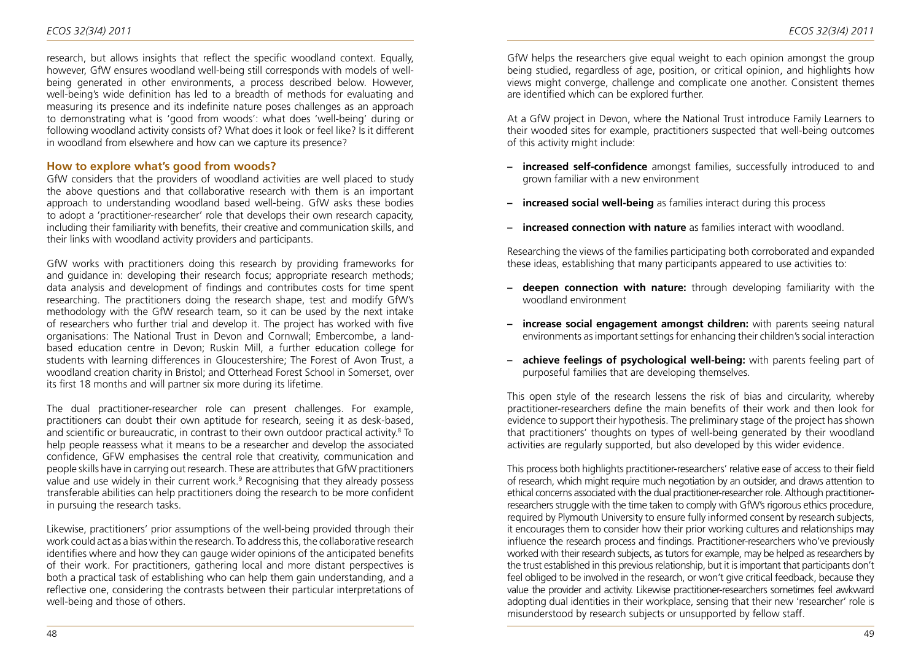research, but allows insights that reflect the specific woodland context. Equally, however, GfW ensures woodland well-being still corresponds with models of well-being generated in other environments, a process described below. However, well-being's wide definition has led to a breadth of methods for evaluating and measuring its presence and its indefinite nature poses challenges as an approach to demonstrating what is 'good from woods': what does 'well-being' during or following woodland activity consists of? What does it look or feel like? Is it different in woodland from elsewhere and how can we capture its presence?

## How to explore what's good from woods?

GfW considers that the providers of woodland activities are well placed to study the above questions and that collaborative research with them is an important approach to understanding woodland based well-being. GfW asks these bodies to adopt a 'practitioner-researcher' role that develops their own research capacity, including their familiarity with benefits, their creative and communication skills, and their links with woodland activity providers and participants.

GfW works with practitioners doing this research by providing frameworks for and guidance in: developing their research focus; appropriate research methods; data analysis and development of findings and contributes costs for time spent researching. The practitioners doing the research shape, test and modify GfW's methodology with the GfW research team, so it can be used by the next intake of researchers who further trial and develop it. The project has worked with five organisations: The National Trust in Devon and Cornwall; Embercombe, a land-based education centre in Devon; Ruskin Mill, a further education college for students with learning differences in Gloucestershire; The Forest of Avon Trust, a woodland creation charity in Bristol; and Otterhead Forest School in Somerset, over its first 18 months and will partner six more during its lifetime.

The dual practitioner-researcher role can present challenges. For example, practitioners can doubt their own aptitude for research, seeing it as desk-based, and scientific or bureaucratic, in contrast to their own outdoor practical activity.[8] To help people reassess what it means to be a researcher and develop the associated confidence, GFW emphasises the central role that creativity, communication and people skills have in carrying out research. These are attributes that GfW practitioners value and use widely in their current work.[9] Recognising that they already possess transferable abilities can help practitioners doing the research to be more confident in pursuing the research tasks.

Likewise, practitioners' prior assumptions of the well-being provided through their work could act as a bias within the research. To address this, the collaborative research identifies where and how they can gauge wider opinions of the anticipated benefits of their work. For practitioners, gathering local and more distant perspectives is both a practical task of establishing who can help them gain understanding, and a reflective one, considering the contrasts between their particular interpretations of well-being and those of others.

GfW helps the researchers give equal weight to each opinion amongst the group being studied, regardless of age, position, or critical opinion, and highlights how views might converge, challenge and complicate one another. Consistent themes are identified which can be explored further.

At a GfW project in Devon, where the National Trust introduce Family Learners to their wooded sites for example, practitioners suspected that well-being outcomes of this activity might include:

- **increased self-confidence** amongst families, successfully introduced to and grown familiar with a new environment
- **increased social well-being** as families interact during this process
- **increased connection with nature** as families interact with woodland.

Researching the views of the families participating both corroborated and expanded these ideas, establishing that many participants appeared to use activities to:

- **deepen connection with nature:** through developing familiarity with the woodland environment
- **increase social engagement amongst children:** with parents seeing natural environments as important settings for enhancing their children's social interaction
- **achieve feelings of psychological well-being:** with parents feeling part of purposeful families that are developing themselves.

This open style of the research lessens the risk of bias and circularity, whereby practitioner-researchers define the main benefits of their work and then look for evidence to support their hypothesis. The preliminary stage of the project has shown that practitioners' thoughts on types of well-being generated by their woodland activities are regularly supported, but also developed by this wider evidence.

This process both highlights practitioner-researchers' relative ease of access to their field of research, which might require much negotiation by an outsider, and draws attention to ethical concerns associated with the dual practitioner-researcher role. Although practitioner-researchers struggle with the time taken to comply with GfW's rigorous ethics procedure, required by Plymouth University to ensure fully informed consent by research subjects, it encourages them to consider how their prior working cultures and relationships may influence the research process and findings. Practitioner-researchers who've previously worked with their research subjects, as tutors for example, may be helped as researchers by the trust established in this previous relationship, but it is important that participants don't feel obliged to be involved in the research, or won't give critical feedback, because they value the provider and activity. Likewise practitioner-researchers sometimes feel awkward adopting dual identities in their workplace, sensing that their new 'researcher' role is misunderstood by research subjects or unsupported by fellow staff.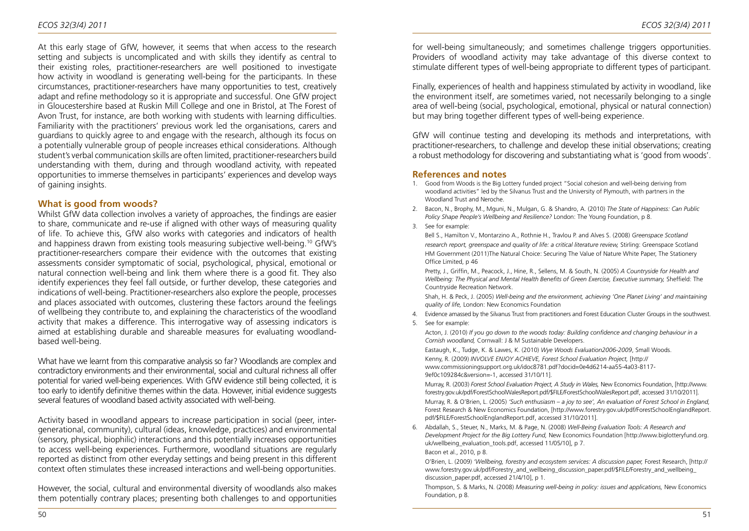At this early stage of GfW, however, it seems that when access to the research setting and subjects is uncomplicated and with skills they identify as central to their existing roles, practitioner-researchers are well positioned to investigate how activity in woodland is generating well-being for the participants. In these circumstances, practitioner-researchers have many opportunities to test, creatively adapt and refine methodology so it is appropriate and successful. One GfW project in Gloucestershire based at Ruskin Mill College and one in Bristol, at The Forest of Avon Trust, for instance, are both working with students with learning difficulties. Familiarity with the practitioners' previous work led the organisations, carers and guardians to quickly agree to and engage with the research, although its focus on a potentially vulnerable group of people increases ethical considerations. Although student's verbal communication skills are often limited, practitioner-researchers build understanding with them, during and through woodland activity, with repeated opportunities to immerse themselves in participants' experiences and develop ways of gaining insights.

## What is good from woods?

Whilst GfW data collection involves a variety of approaches, the findings are easier to share, communicate and re-use if aligned with other ways of measuring quality of life. To achieve this, GfW also works with categories and indicators of health and happiness drawn from existing tools measuring subjective well-being.[10] GfW's practitioner-researchers compare their evidence with the outcomes that existing assessments consider symptomatic of social, psychological, physical, emotional or natural connection well-being and link them where there is a good fit. They also identify experiences they feel fall outside, or further develop, these categories and indications of well-being. Practitioner-researchers also explore the people, processes and places associated with outcomes, clustering these factors around the feelings of wellbeing they contribute to, and explaining the characteristics of the woodland activity that makes a difference. This interrogative way of assessing indicators is aimed at establishing durable and shareable measures for evaluating woodland-based well-being.

What have we learnt from this comparative analysis so far? Woodlands are complex and contradictory environments and their environmental, social and cultural richness all offer potential for varied well-being experiences. With GfW evidence still being collected, it is too early to identify definitive themes within the data. However, initial evidence suggests several features of woodland based activity associated with well-being.

Activity based in woodland appears to increase participation in social (peer, inter-generational, community), cultural (ideas, knowledge, practices) and environmental (sensory, physical, biophilic) interactions and this potentially increases opportunities to access well-being experiences. Furthermore, woodland situations are regularly reported as distinct from other everyday settings and being present in this different context often stimulates these increased interactions and well-being opportunities.

However, the social, cultural and environmental diversity of woodlands also makes them potentially contrary places; presenting both challenges to and opportunities for well-being simultaneously; and sometimes challenge triggers opportunities. Providers of woodland activity may take advantage of this diverse context to stimulate different types of well-being appropriate to different types of participant.

Finally, experiences of health and happiness stimulated by activity in woodland, like the environment itself, are sometimes varied, not necessarily belonging to a single area of well-being (social, psychological, emotional, physical or natural connection) but may bring together different types of well-being experience.

GfW will continue testing and developing its methods and interpretations, with practitioner-researchers, to challenge and develop these initial observations; creating a robust methodology for discovering and substantiating what is 'good from woods'.

## References and notes

1. Good from Woods is the Big Lottery funded project "Social cohesion and well-being deriving from woodland activities" led by the Silvanus Trust and the University of Plymouth, with partners in the Woodland Trust and Neroche.
2. Bacon, N., Brophy, M., Mguni, N., Mulgan, G. & Shandro, A. (2010) *The State of Happiness: Can Public Policy Shape People's Wellbeing and Resilience?* London: The Young Foundation, p 8.
3. See for example:

   Bell S., Hamilton V., Montarzino A., Rothnie H., Travlou P. and Alves S. (2008) *Greenspace Scotland research report, greenspace and quality of life: a critical literature review,* Stirling: Greenspace Scotland

   HM Government (2011)The Natural Choice: Securing The Value of Nature White Paper, The Stationery Office Limited, p 46

   Pretty, J., Griffin, M., Peacock, J., Hine, R., Sellens, M. & South, N. (2005) *A Countryside for Health and Wellbeing: The Physical and Mental Health Benefits of Green Exercise, Executive summary,* Sheffield: The Countryside Recreation Network.

   Shah, H. & Peck, J. (2005) *Well-being and the environment, achieving 'One Planet Living' and maintaining quality of life,* London: New Economics Foundation
4. Evidence amassed by the Silvanus Trust from practitioners and Forest Education Cluster Groups in the southwest.
5. See for example:

   Acton, J. (2010) *If you go down to the woods today: Building confidence and changing behaviour in a Cornish woodland,* Cornwall: J & M Sustainable Developers.

   Eastaugh, K., Tudge, K. & Lawes, K. (2010) *Wye Woods Evaluation2006-2009*, Small Woods.

   Kenny, R. (2009) *INVOLVE ENJOY ACHIEVE, Forest School Evaluation Project,* [http://www.commissioningsupport.org.uk/idoc8781.pdf?docid=0e4d6214-aa55-4a03-8117-9ef0c109284c&version=-1, accessed 31/10/11].

   Murray, R. (2003) *Forest School Evaluation Project, A Study in Wales,* New Economics Foundation, [http://www.forestry.gov.uk/pdf/ForestSchoolWalesReport.pdf/$FILE/ForestSchoolWalesReport.pdf, accessed 31/10/2011].

   Murray, R. & O'Brien, L. (2005) *'Such enthusiasm – a joy to see', An evaluation of Forest School in England,* Forest Research & New Economics Foundation, [http://www.forestry.gov.uk/pdf/ForestSchoolEnglandReport.pdf/$FILE/ForestSchoolEnglandReport.pdf, accessed 31/10/2011].
6. Abdallah, S., Steuer, N., Marks, M. & Page, N. (2008) *Well-Being Evaluation Tools: A Research and Development Project for the Big Lottery Fund,* New Economics Foundation [http://www.biglotteryfund.org.uk/wellbeing_evaluation_tools.pdf, accessed 11/05/10], p 7.

   Bacon et al., 2010, p 8.

   O'Brien, L. (2009) *'Wellbeing, forestry and ecosystem services: A discussion paper,* Forest Research, [http://www.forestry.gov.uk/pdf/Forestry_and_wellbeing_discussion_paper.pdf/$FILE/Forestry_and_wellbeing_discussion_paper.pdf, accessed 21/4/10], p 1.

   Thompson, S. & Marks, N. (2008) *Measuring well-being in policy: issues and applications,* New Economics Foundation, p 8.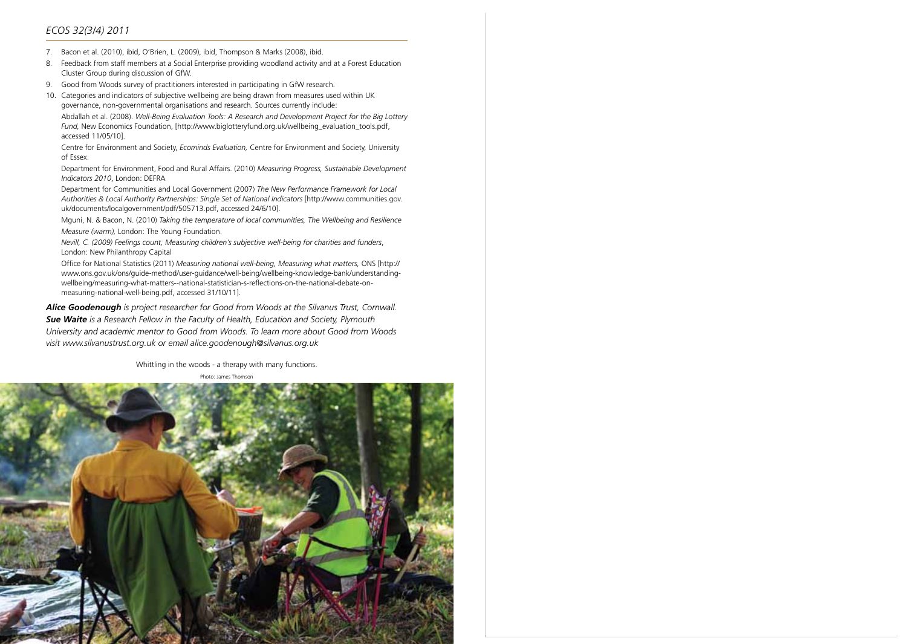7. Bacon et al. (2010), ibid, O'Brien, L. (2009), ibid, Thompson & Marks (2008), ibid.
8. Feedback from staff members at a Social Enterprise providing woodland activity and at a Forest Education Cluster Group during discussion of GfW.
9. Good from Woods survey of practitioners interested in participating in GfW research.
10. Categories and indicators of subjective wellbeing are being drawn from measures used within UK governance, non-governmental organisations and research. Sources currently include:

    Abdallah et al. (2008). *Well-Being Evaluation Tools: A Research and Development Project for the Big Lottery Fund,* New Economics Foundation, [http://www.biglotteryfund.org.uk/wellbeing_evaluation_tools.pdf, accessed 11/05/10].

    Centre for Environment and Society, *Ecominds Evaluation,* Centre for Environment and Society, University of Essex.

    Department for Environment, Food and Rural Affairs. (2010) *Measuring Progress, Sustainable Development Indicators 2010*, London: DEFRA

    Department for Communities and Local Government (2007) *The New Performance Framework for Local Authorities & Local Authority Partnerships: Single Set of National Indicators* [http://www.communities.gov.uk/documents/localgovernment/pdf/505713.pdf, accessed 24/6/10].

    Mguni, N. & Bacon, N. (2010) *Taking the temperature of local communities, The Wellbeing and Resilience Measure (warm),* London: The Young Foundation.

    *Nevill, C. (2009) Feelings count, Measuring children's subjective well-being for charities and funders*, London: New Philanthropy Capital

    Office for National Statistics (2011) *Measuring national well-being, Measuring what matters,* ONS [http://www.ons.gov.uk/ons/guide-method/user-guidance/well-being/wellbeing-knowledge-bank/understanding-wellbeing/measuring-what-matters--national-statistician-s-reflections-on-the-national-debate-on-measuring-national-well-being.pdf, accessed 31/10/11].

***Alice Goodenough*** *is project researcher for Good from Woods at the Silvanus Trust, Cornwall.* ***Sue Waite*** *is a Research Fellow in the Faculty of Health, Education and Society, Plymouth University and academic mentor to Good from Woods. To learn more about Good from Woods visit www.silvanustrust.org.uk or email alice.goodenough@silvanus.org.uk*

Whittling in the woods - a therapy with many functions.

Photo: James Thomson